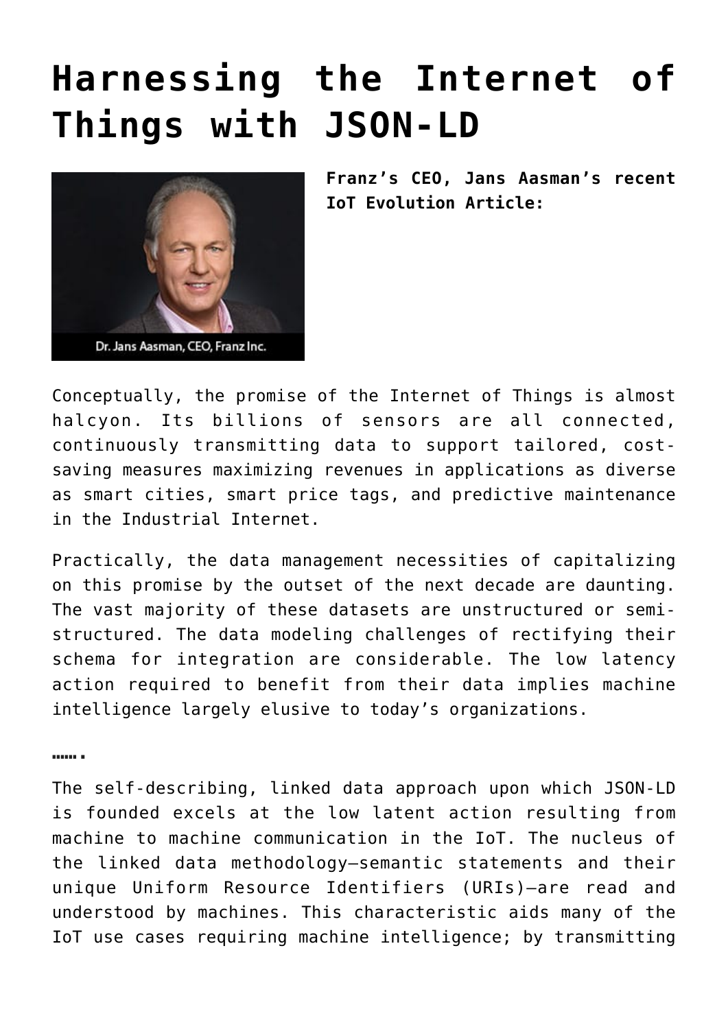# Harnessing the Internet of Things with JSON-LD

**Franz's CEO, Jans Aasman's recent IoT Evolution Article:**

Dr. Jans Aasman, CEO, Franz Inc.

Conceptually, the promise of the Internet of Things is almost halcyon. Its billions of sensors are all connected, continuously transmitting data to support tailored, cost-saving measures maximizing revenues in applications as diverse as smart cities, smart price tags, and predictive maintenance in the Industrial Internet.

Practically, the data management necessities of capitalizing on this promise by the outset of the next decade are daunting. The vast majority of these datasets are unstructured or semi-structured. The data modeling challenges of rectifying their schema for integration are considerable. The low latency action required to benefit from their data implies machine intelligence largely elusive to today's organizations.

**…….**

The self-describing, linked data approach upon which JSON-LD is founded excels at the low latent action resulting from machine to machine communication in the IoT. The nucleus of the linked data methodology—semantic statements and their unique Uniform Resource Identifiers (URIs)—are read and understood by machines. This characteristic aids many of the IoT use cases requiring machine intelligence; by transmitting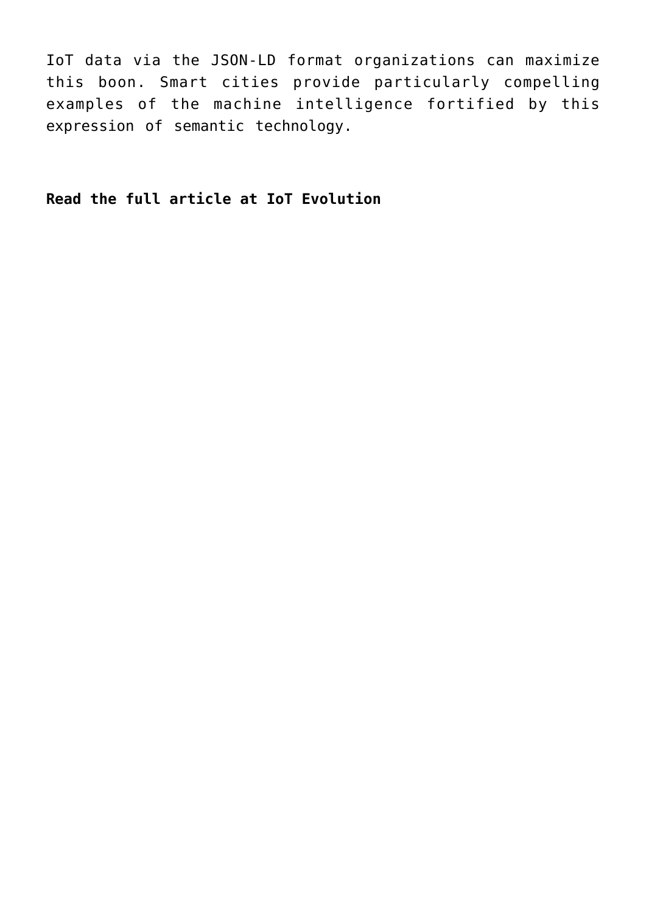IoT data via the JSON-LD format organizations can maximize this boon. Smart cities provide particularly compelling examples of the machine intelligence fortified by this expression of semantic technology.

**Read the full article at IoT Evolution**